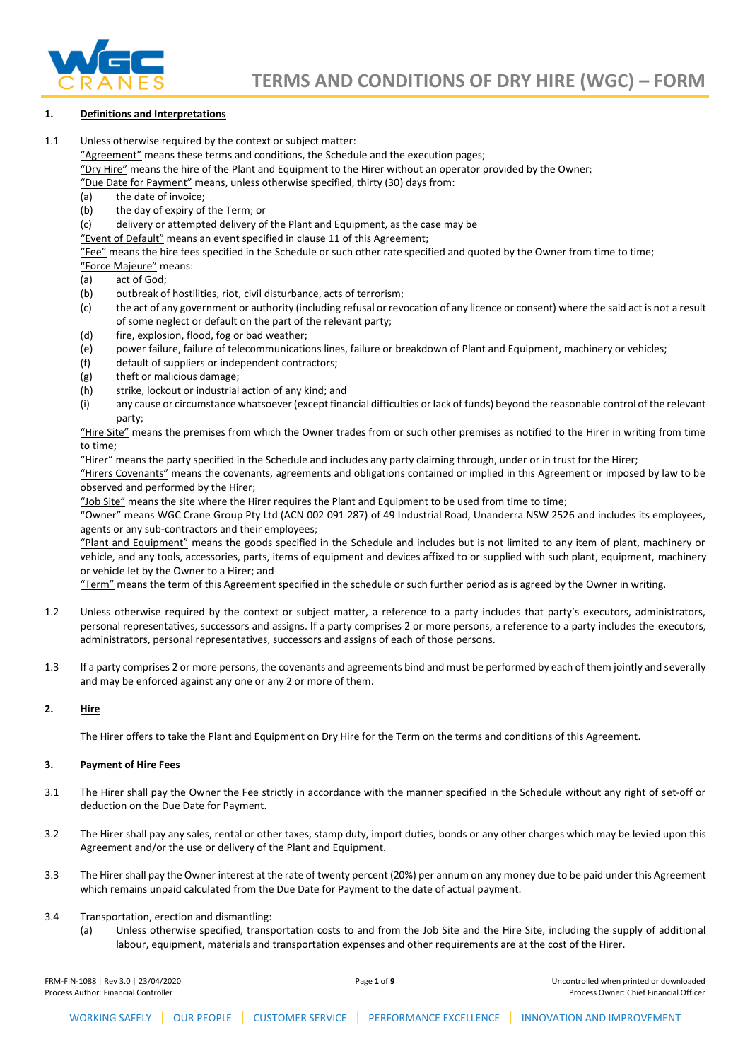# TERMS AND CONDITIONS OF DRY HIRE (WGC) – FORM

## 1. Definitions and Interpretations

1.1 Unless otherwise required by the context or subject matter:

"Agreement" means these terms and conditions, the Schedule and the execution pages;

"Dry Hire" means the hire of the Plant and Equipment to the Hirer without an operator provided by the Owner;

"Due Date for Payment" means, unless otherwise specified, thirty (30) days from:

(a) the date of invoice;
(b) the day of expiry of the Term; or
(c) delivery or attempted delivery of the Plant and Equipment, as the case may be

"Event of Default" means an event specified in clause 11 of this Agreement;

"Fee" means the hire fees specified in the Schedule or such other rate specified and quoted by the Owner from time to time;

"Force Majeure" means:

(a) act of God;
(b) outbreak of hostilities, riot, civil disturbance, acts of terrorism;
(c) the act of any government or authority (including refusal or revocation of any licence or consent) where the said act is not a result of some neglect or default on the part of the relevant party;
(d) fire, explosion, flood, fog or bad weather;
(e) power failure, failure of telecommunications lines, failure or breakdown of Plant and Equipment, machinery or vehicles;
(f) default of suppliers or independent contractors;
(g) theft or malicious damage;
(h) strike, lockout or industrial action of any kind; and
(i) any cause or circumstance whatsoever (except financial difficulties or lack of funds) beyond the reasonable control of the relevant party;

"Hire Site" means the premises from which the Owner trades from or such other premises as notified to the Hirer in writing from time to time;

"Hirer" means the party specified in the Schedule and includes any party claiming through, under or in trust for the Hirer;

"Hirers Covenants" means the covenants, agreements and obligations contained or implied in this Agreement or imposed by law to be observed and performed by the Hirer;

"Job Site" means the site where the Hirer requires the Plant and Equipment to be used from time to time;

"Owner" means WGC Crane Group Pty Ltd (ACN 002 091 287) of 49 Industrial Road, Unanderra NSW 2526 and includes its employees, agents or any sub-contractors and their employees;

"Plant and Equipment" means the goods specified in the Schedule and includes but is not limited to any item of plant, machinery or vehicle, and any tools, accessories, parts, items of equipment and devices affixed to or supplied with such plant, equipment, machinery or vehicle let by the Owner to a Hirer; and

"Term" means the term of this Agreement specified in the schedule or such further period as is agreed by the Owner in writing.

1.2 Unless otherwise required by the context or subject matter, a reference to a party includes that party's executors, administrators, personal representatives, successors and assigns. If a party comprises 2 or more persons, a reference to a party includes the executors, administrators, personal representatives, successors and assigns of each of those persons.

1.3 If a party comprises 2 or more persons, the covenants and agreements bind and must be performed by each of them jointly and severally and may be enforced against any one or any 2 or more of them.

## 2. Hire

The Hirer offers to take the Plant and Equipment on Dry Hire for the Term on the terms and conditions of this Agreement.

## 3. Payment of Hire Fees

3.1 The Hirer shall pay the Owner the Fee strictly in accordance with the manner specified in the Schedule without any right of set-off or deduction on the Due Date for Payment.

3.2 The Hirer shall pay any sales, rental or other taxes, stamp duty, import duties, bonds or any other charges which may be levied upon this Agreement and/or the use or delivery of the Plant and Equipment.

3.3 The Hirer shall pay the Owner interest at the rate of twenty percent (20%) per annum on any money due to be paid under this Agreement which remains unpaid calculated from the Due Date for Payment to the date of actual payment.

3.4 Transportation, erection and dismantling:

(a) Unless otherwise specified, transportation costs to and from the Job Site and the Hire Site, including the supply of additional labour, equipment, materials and transportation expenses and other requirements are at the cost of the Hirer.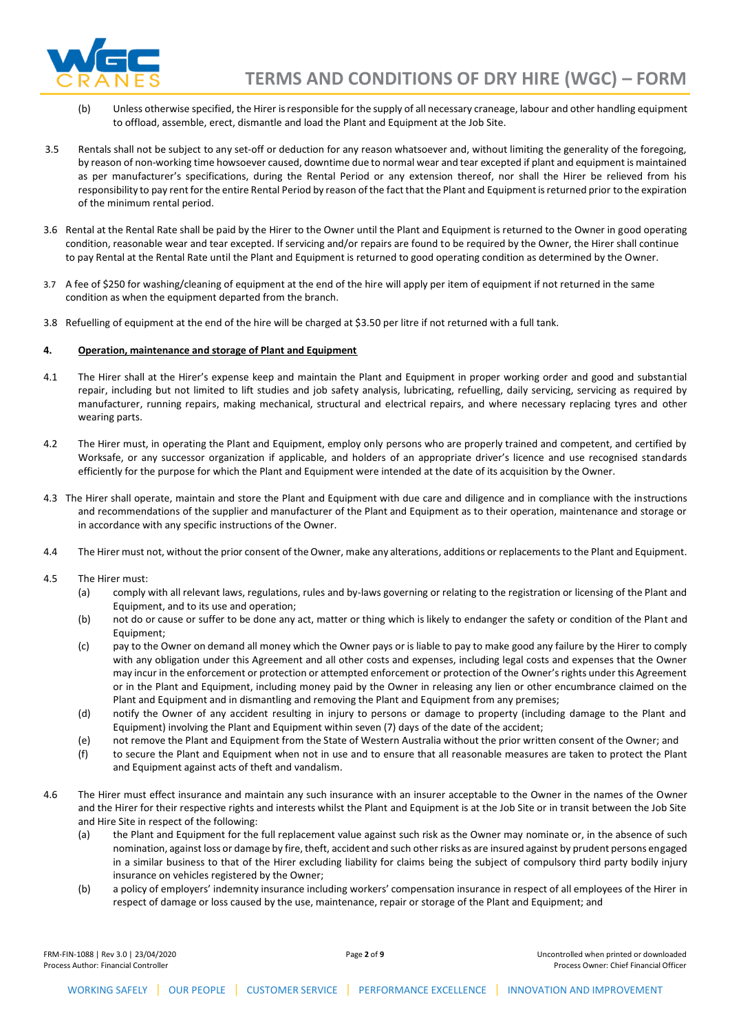(b) Unless otherwise specified, the Hirer is responsible for the supply of all necessary craneage, labour and other handling equipment to offload, assemble, erect, dismantle and load the Plant and Equipment at the Job Site.

3.5 Rentals shall not be subject to any set-off or deduction for any reason whatsoever and, without limiting the generality of the foregoing, by reason of non-working time howsoever caused, downtime due to normal wear and tear excepted if plant and equipment is maintained as per manufacturer's specifications, during the Rental Period or any extension thereof, nor shall the Hirer be relieved from his responsibility to pay rent for the entire Rental Period by reason of the fact that the Plant and Equipment is returned prior to the expiration of the minimum rental period.

3.6 Rental at the Rental Rate shall be paid by the Hirer to the Owner until the Plant and Equipment is returned to the Owner in good operating condition, reasonable wear and tear excepted. If servicing and/or repairs are found to be required by the Owner, the Hirer shall continue to pay Rental at the Rental Rate until the Plant and Equipment is returned to good operating condition as determined by the Owner.

3.7 A fee of $250 for washing/cleaning of equipment at the end of the hire will apply per item of equipment if not returned in the same condition as when the equipment departed from the branch.

3.8 Refuelling of equipment at the end of the hire will be charged at $3.50 per litre if not returned with a full tank.

## 4. Operation, maintenance and storage of Plant and Equipment

4.1 The Hirer shall at the Hirer's expense keep and maintain the Plant and Equipment in proper working order and good and substantial repair, including but not limited to lift studies and job safety analysis, lubricating, refuelling, daily servicing, servicing as required by manufacturer, running repairs, making mechanical, structural and electrical repairs, and where necessary replacing tyres and other wearing parts.

4.2 The Hirer must, in operating the Plant and Equipment, employ only persons who are properly trained and competent, and certified by Worksafe, or any successor organization if applicable, and holders of an appropriate driver's licence and use recognised standards efficiently for the purpose for which the Plant and Equipment were intended at the date of its acquisition by the Owner.

4.3 The Hirer shall operate, maintain and store the Plant and Equipment with due care and diligence and in compliance with the instructions and recommendations of the supplier and manufacturer of the Plant and Equipment as to their operation, maintenance and storage or in accordance with any specific instructions of the Owner.

4.4 The Hirer must not, without the prior consent of the Owner, make any alterations, additions or replacements to the Plant and Equipment.

4.5 The Hirer must:

(a) comply with all relevant laws, regulations, rules and by-laws governing or relating to the registration or licensing of the Plant and Equipment, and to its use and operation;

(b) not do or cause or suffer to be done any act, matter or thing which is likely to endanger the safety or condition of the Plant and Equipment;

(c) pay to the Owner on demand all money which the Owner pays or is liable to pay to make good any failure by the Hirer to comply with any obligation under this Agreement and all other costs and expenses, including legal costs and expenses that the Owner may incur in the enforcement or protection or attempted enforcement or protection of the Owner's rights under this Agreement or in the Plant and Equipment, including money paid by the Owner in releasing any lien or other encumbrance claimed on the Plant and Equipment and in dismantling and removing the Plant and Equipment from any premises;

(d) notify the Owner of any accident resulting in injury to persons or damage to property (including damage to the Plant and Equipment) involving the Plant and Equipment within seven (7) days of the date of the accident;

(e) not remove the Plant and Equipment from the State of Western Australia without the prior written consent of the Owner; and

(f) to secure the Plant and Equipment when not in use and to ensure that all reasonable measures are taken to protect the Plant and Equipment against acts of theft and vandalism.

4.6 The Hirer must effect insurance and maintain any such insurance with an insurer acceptable to the Owner in the names of the Owner and the Hirer for their respective rights and interests whilst the Plant and Equipment is at the Job Site or in transit between the Job Site and Hire Site in respect of the following:

(a) the Plant and Equipment for the full replacement value against such risk as the Owner may nominate or, in the absence of such nomination, against loss or damage by fire, theft, accident and such other risks as are insured against by prudent persons engaged in a similar business to that of the Hirer excluding liability for claims being the subject of compulsory third party bodily injury insurance on vehicles registered by the Owner;

(b) a policy of employers' indemnity insurance including workers' compensation insurance in respect of all employees of the Hirer in respect of damage or loss caused by the use, maintenance, repair or storage of the Plant and Equipment; and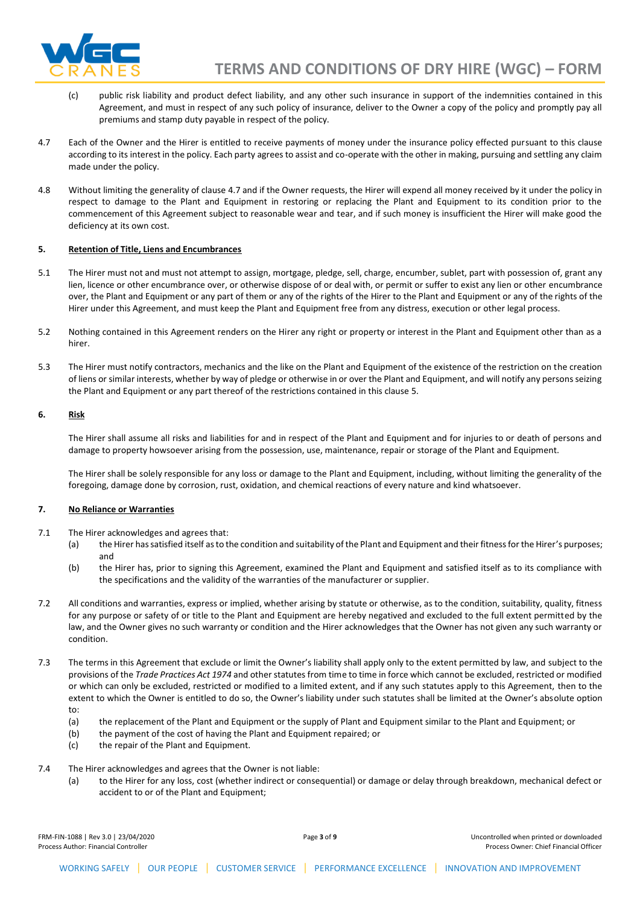(c) public risk liability and product defect liability, and any other such insurance in support of the indemnities contained in this Agreement, and must in respect of any such policy of insurance, deliver to the Owner a copy of the policy and promptly pay all premiums and stamp duty payable in respect of the policy.

4.7 Each of the Owner and the Hirer is entitled to receive payments of money under the insurance policy effected pursuant to this clause according to its interest in the policy. Each party agrees to assist and co-operate with the other in making, pursuing and settling any claim made under the policy.

4.8 Without limiting the generality of clause 4.7 and if the Owner requests, the Hirer will expend all money received by it under the policy in respect to damage to the Plant and Equipment in restoring or replacing the Plant and Equipment to its condition prior to the commencement of this Agreement subject to reasonable wear and tear, and if such money is insufficient the Hirer will make good the deficiency at its own cost.

## 5. Retention of Title, Liens and Encumbrances

5.1 The Hirer must not and must not attempt to assign, mortgage, pledge, sell, charge, encumber, sublet, part with possession of, grant any lien, licence or other encumbrance over, or otherwise dispose of or deal with, or permit or suffer to exist any lien or other encumbrance over, the Plant and Equipment or any part of them or any of the rights of the Hirer to the Plant and Equipment or any of the rights of the Hirer under this Agreement, and must keep the Plant and Equipment free from any distress, execution or other legal process.

5.2 Nothing contained in this Agreement renders on the Hirer any right or property or interest in the Plant and Equipment other than as a hirer.

5.3 The Hirer must notify contractors, mechanics and the like on the Plant and Equipment of the existence of the restriction on the creation of liens or similar interests, whether by way of pledge or otherwise in or over the Plant and Equipment, and will notify any persons seizing the Plant and Equipment or any part thereof of the restrictions contained in this clause 5.

## 6. Risk

The Hirer shall assume all risks and liabilities for and in respect of the Plant and Equipment and for injuries to or death of persons and damage to property howsoever arising from the possession, use, maintenance, repair or storage of the Plant and Equipment.

The Hirer shall be solely responsible for any loss or damage to the Plant and Equipment, including, without limiting the generality of the foregoing, damage done by corrosion, rust, oxidation, and chemical reactions of every nature and kind whatsoever.

## 7. No Reliance or Warranties

7.1 The Hirer acknowledges and agrees that:

(a) the Hirer has satisfied itself as to the condition and suitability of the Plant and Equipment and their fitness for the Hirer's purposes; and

(b) the Hirer has, prior to signing this Agreement, examined the Plant and Equipment and satisfied itself as to its compliance with the specifications and the validity of the warranties of the manufacturer or supplier.

7.2 All conditions and warranties, express or implied, whether arising by statute or otherwise, as to the condition, suitability, quality, fitness for any purpose or safety of or title to the Plant and Equipment are hereby negatived and excluded to the full extent permitted by the law, and the Owner gives no such warranty or condition and the Hirer acknowledges that the Owner has not given any such warranty or condition.

7.3 The terms in this Agreement that exclude or limit the Owner's liability shall apply only to the extent permitted by law, and subject to the provisions of the *Trade Practices Act 1974* and other statutes from time to time in force which cannot be excluded, restricted or modified or which can only be excluded, restricted or modified to a limited extent, and if any such statutes apply to this Agreement, then to the extent to which the Owner is entitled to do so, the Owner's liability under such statutes shall be limited at the Owner's absolute option to:

(a) the replacement of the Plant and Equipment or the supply of Plant and Equipment similar to the Plant and Equipment; or

(b) the payment of the cost of having the Plant and Equipment repaired; or

(c) the repair of the Plant and Equipment.

7.4 The Hirer acknowledges and agrees that the Owner is not liable:

(a) to the Hirer for any loss, cost (whether indirect or consequential) or damage or delay through breakdown, mechanical defect or accident to or of the Plant and Equipment;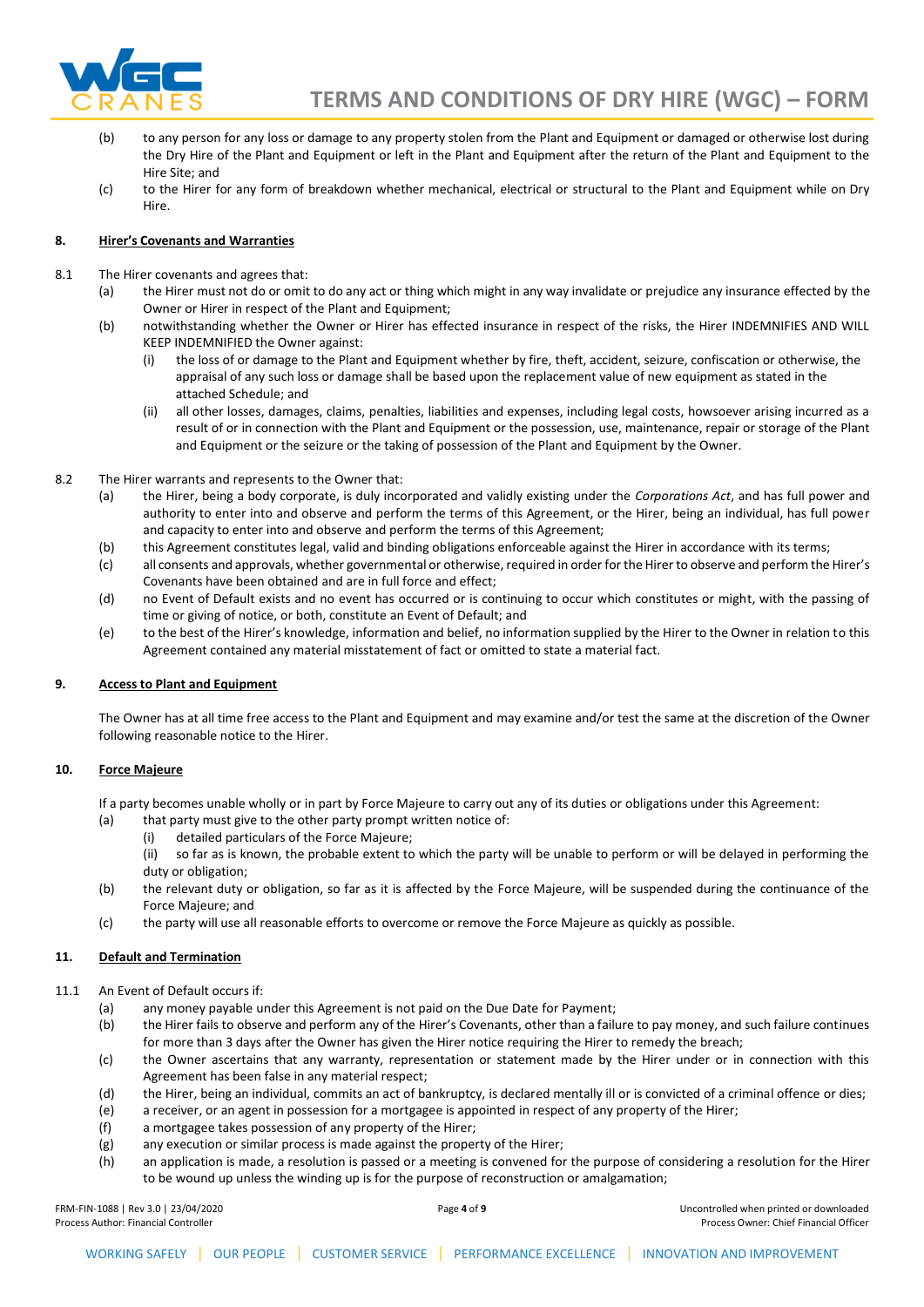(b) to any person for any loss or damage to any property stolen from the Plant and Equipment or damaged or otherwise lost during the Dry Hire of the Plant and Equipment or left in the Plant and Equipment after the return of the Plant and Equipment to the Hire Site; and

(c) to the Hirer for any form of breakdown whether mechanical, electrical or structural to the Plant and Equipment while on Dry Hire.

**8. <u>Hirer's Covenants and Warranties</u>**

8.1 The Hirer covenants and agrees that:

(a) the Hirer must not do or omit to do any act or thing which might in any way invalidate or prejudice any insurance effected by the Owner or Hirer in respect of the Plant and Equipment;

(b) notwithstanding whether the Owner or Hirer has effected insurance in respect of the risks, the Hirer INDEMNIFIES AND WILL KEEP INDEMNIFIED the Owner against:

(i) the loss of or damage to the Plant and Equipment whether by fire, theft, accident, seizure, confiscation or otherwise, the appraisal of any such loss or damage shall be based upon the replacement value of new equipment as stated in the attached Schedule; and

(ii) all other losses, damages, claims, penalties, liabilities and expenses, including legal costs, howsoever arising incurred as a result of or in connection with the Plant and Equipment or the possession, use, maintenance, repair or storage of the Plant and Equipment or the seizure or the taking of possession of the Plant and Equipment by the Owner.

8.2 The Hirer warrants and represents to the Owner that:

(a) the Hirer, being a body corporate, is duly incorporated and validly existing under the *Corporations Act*, and has full power and authority to enter into and observe and perform the terms of this Agreement, or the Hirer, being an individual, has full power and capacity to enter into and observe and perform the terms of this Agreement;

(b) this Agreement constitutes legal, valid and binding obligations enforceable against the Hirer in accordance with its terms;

(c) all consents and approvals, whether governmental or otherwise, required in order for the Hirer to observe and perform the Hirer's Covenants have been obtained and are in full force and effect;

(d) no Event of Default exists and no event has occurred or is continuing to occur which constitutes or might, with the passing of time or giving of notice, or both, constitute an Event of Default; and

(e) to the best of the Hirer's knowledge, information and belief, no information supplied by the Hirer to the Owner in relation to this Agreement contained any material misstatement of fact or omitted to state a material fact.

**9. <u>Access to Plant and Equipment</u>**

The Owner has at all time free access to the Plant and Equipment and may examine and/or test the same at the discretion of the Owner following reasonable notice to the Hirer.

**10. <u>Force Majeure</u>**

If a party becomes unable wholly or in part by Force Majeure to carry out any of its duties or obligations under this Agreement:

(a) that party must give to the other party prompt written notice of:

(i) detailed particulars of the Force Majeure;

(ii) so far as is known, the probable extent to which the party will be unable to perform or will be delayed in performing the duty or obligation;

(b) the relevant duty or obligation, so far as it is affected by the Force Majeure, will be suspended during the continuance of the Force Majeure; and

(c) the party will use all reasonable efforts to overcome or remove the Force Majeure as quickly as possible.

**11. <u>Default and Termination</u>**

11.1 An Event of Default occurs if:

(a) any money payable under this Agreement is not paid on the Due Date for Payment;

(b) the Hirer fails to observe and perform any of the Hirer's Covenants, other than a failure to pay money, and such failure continues for more than 3 days after the Owner has given the Hirer notice requiring the Hirer to remedy the breach;

(c) the Owner ascertains that any warranty, representation or statement made by the Hirer under or in connection with this Agreement has been false in any material respect;

(d) the Hirer, being an individual, commits an act of bankruptcy, is declared mentally ill or is convicted of a criminal offence or dies;

(e) a receiver, or an agent in possession for a mortgagee is appointed in respect of any property of the Hirer;

(f) a mortgagee takes possession of any property of the Hirer;

(g) any execution or similar process is made against the property of the Hirer;

(h) an application is made, a resolution is passed or a meeting is convened for the purpose of considering a resolution for the Hirer to be wound up unless the winding up is for the purpose of reconstruction or amalgamation;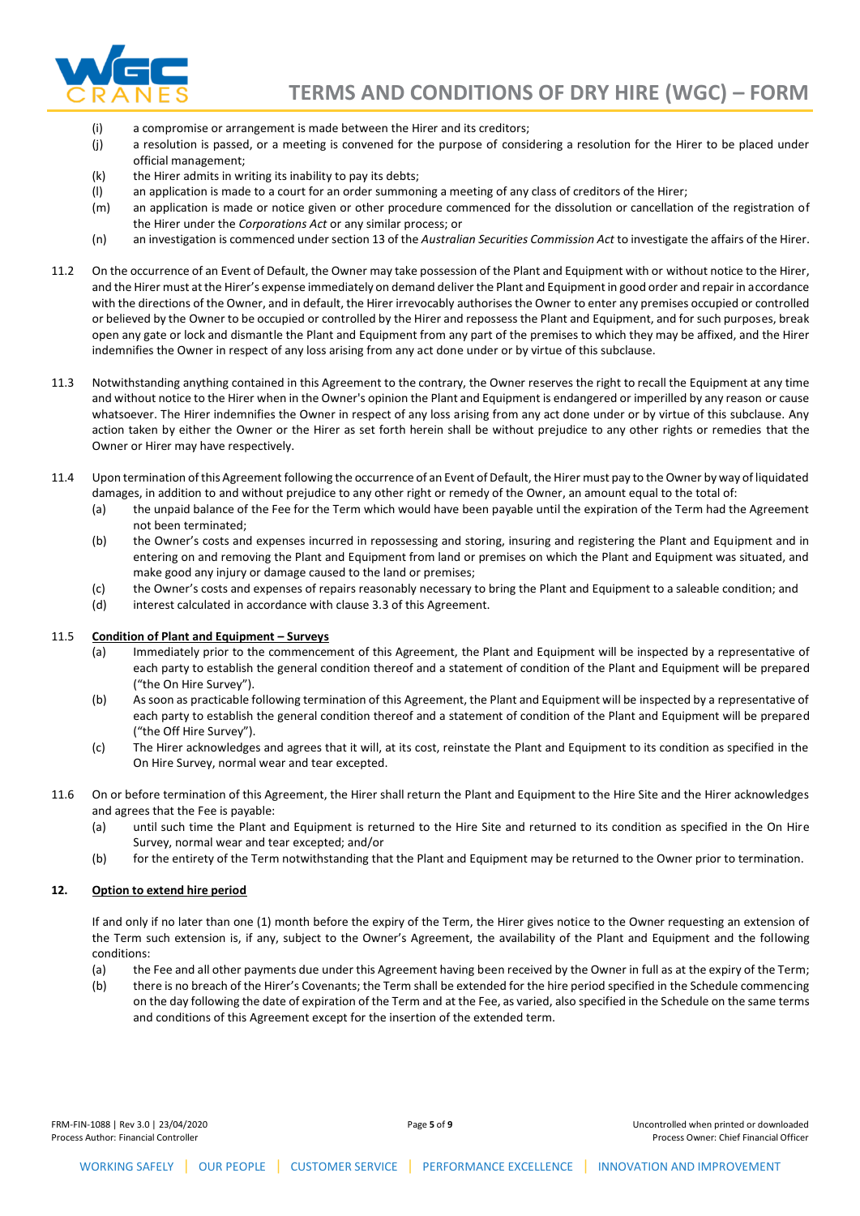(i) a compromise or arrangement is made between the Hirer and its creditors;

(j) a resolution is passed, or a meeting is convened for the purpose of considering a resolution for the Hirer to be placed under official management;

(k) the Hirer admits in writing its inability to pay its debts;

(l) an application is made to a court for an order summoning a meeting of any class of creditors of the Hirer;

(m) an application is made or notice given or other procedure commenced for the dissolution or cancellation of the registration of the Hirer under the *Corporations Act* or any similar process; or

(n) an investigation is commenced under section 13 of the *Australian Securities Commission Act* to investigate the affairs of the Hirer.

11.2 On the occurrence of an Event of Default, the Owner may take possession of the Plant and Equipment with or without notice to the Hirer, and the Hirer must at the Hirer's expense immediately on demand deliver the Plant and Equipment in good order and repair in accordance with the directions of the Owner, and in default, the Hirer irrevocably authorises the Owner to enter any premises occupied or controlled or believed by the Owner to be occupied or controlled by the Hirer and repossess the Plant and Equipment, and for such purposes, break open any gate or lock and dismantle the Plant and Equipment from any part of the premises to which they may be affixed, and the Hirer indemnifies the Owner in respect of any loss arising from any act done under or by virtue of this subclause.

11.3 Notwithstanding anything contained in this Agreement to the contrary, the Owner reserves the right to recall the Equipment at any time and without notice to the Hirer when in the Owner's opinion the Plant and Equipment is endangered or imperilled by any reason or cause whatsoever. The Hirer indemnifies the Owner in respect of any loss arising from any act done under or by virtue of this subclause. Any action taken by either the Owner or the Hirer as set forth herein shall be without prejudice to any other rights or remedies that the Owner or Hirer may have respectively.

11.4 Upon termination of this Agreement following the occurrence of an Event of Default, the Hirer must pay to the Owner by way of liquidated damages, in addition to and without prejudice to any other right or remedy of the Owner, an amount equal to the total of:

(a) the unpaid balance of the Fee for the Term which would have been payable until the expiration of the Term had the Agreement not been terminated;

(b) the Owner's costs and expenses incurred in repossessing and storing, insuring and registering the Plant and Equipment and in entering on and removing the Plant and Equipment from land or premises on which the Plant and Equipment was situated, and make good any injury or damage caused to the land or premises;

(c) the Owner's costs and expenses of repairs reasonably necessary to bring the Plant and Equipment to a saleable condition; and

(d) interest calculated in accordance with clause 3.3 of this Agreement.

11.5 **<u>Condition of Plant and Equipment – Surveys</u>**

(a) Immediately prior to the commencement of this Agreement, the Plant and Equipment will be inspected by a representative of each party to establish the general condition thereof and a statement of condition of the Plant and Equipment will be prepared ("the On Hire Survey").

(b) As soon as practicable following termination of this Agreement, the Plant and Equipment will be inspected by a representative of each party to establish the general condition thereof and a statement of condition of the Plant and Equipment will be prepared ("the Off Hire Survey").

(c) The Hirer acknowledges and agrees that it will, at its cost, reinstate the Plant and Equipment to its condition as specified in the On Hire Survey, normal wear and tear excepted.

11.6 On or before termination of this Agreement, the Hirer shall return the Plant and Equipment to the Hire Site and the Hirer acknowledges and agrees that the Fee is payable:

(a) until such time the Plant and Equipment is returned to the Hire Site and returned to its condition as specified in the On Hire Survey, normal wear and tear excepted; and/or

(b) for the entirety of the Term notwithstanding that the Plant and Equipment may be returned to the Owner prior to termination.

## 12. <u>Option to extend hire period</u>

If and only if no later than one (1) month before the expiry of the Term, the Hirer gives notice to the Owner requesting an extension of the Term such extension is, if any, subject to the Owner's Agreement, the availability of the Plant and Equipment and the following conditions:

(a) the Fee and all other payments due under this Agreement having been received by the Owner in full as at the expiry of the Term;

(b) there is no breach of the Hirer's Covenants; the Term shall be extended for the hire period specified in the Schedule commencing on the day following the date of expiration of the Term and at the Fee, as varied, also specified in the Schedule on the same terms and conditions of this Agreement except for the insertion of the extended term.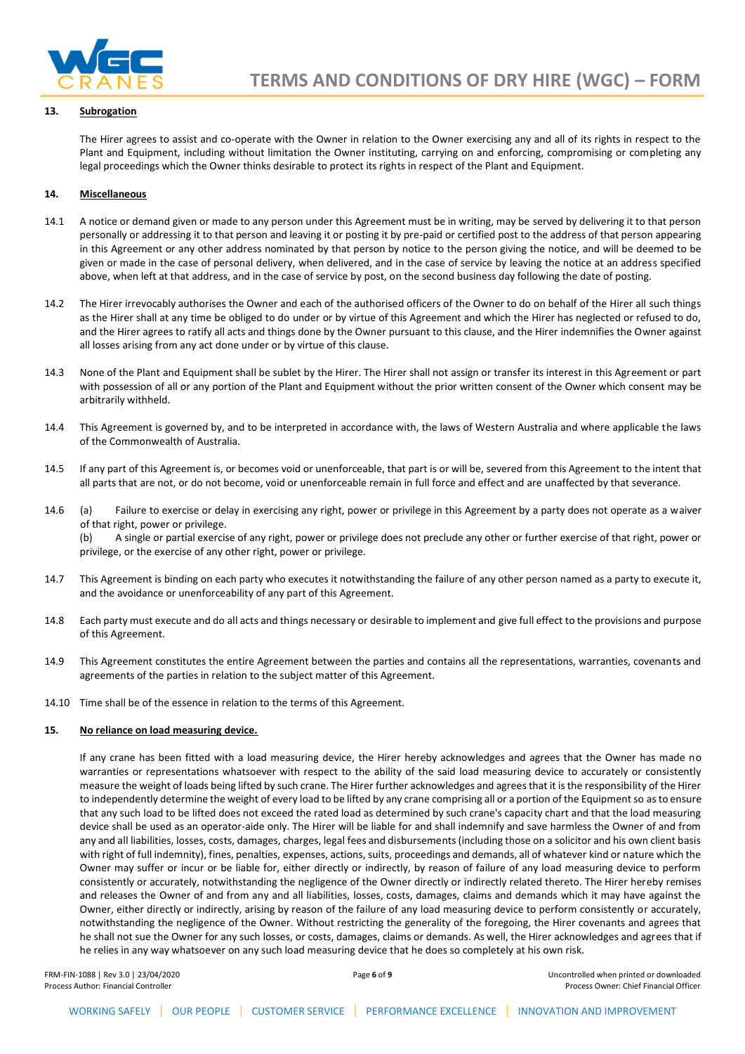**13. Subrogation**

The Hirer agrees to assist and co-operate with the Owner in relation to the Owner exercising any and all of its rights in respect to the Plant and Equipment, including without limitation the Owner instituting, carrying on and enforcing, compromising or completing any legal proceedings which the Owner thinks desirable to protect its rights in respect of the Plant and Equipment.

**14. Miscellaneous**

14.1 A notice or demand given or made to any person under this Agreement must be in writing, may be served by delivering it to that person personally or addressing it to that person and leaving it or posting it by pre-paid or certified post to the address of that person appearing in this Agreement or any other address nominated by that person by notice to the person giving the notice, and will be deemed to be given or made in the case of personal delivery, when delivered, and in the case of service by leaving the notice at an address specified above, when left at that address, and in the case of service by post, on the second business day following the date of posting.

14.2 The Hirer irrevocably authorises the Owner and each of the authorised officers of the Owner to do on behalf of the Hirer all such things as the Hirer shall at any time be obliged to do under or by virtue of this Agreement and which the Hirer has neglected or refused to do, and the Hirer agrees to ratify all acts and things done by the Owner pursuant to this clause, and the Hirer indemnifies the Owner against all losses arising from any act done under or by virtue of this clause.

14.3 None of the Plant and Equipment shall be sublet by the Hirer. The Hirer shall not assign or transfer its interest in this Agreement or part with possession of all or any portion of the Plant and Equipment without the prior written consent of the Owner which consent may be arbitrarily withheld.

14.4 This Agreement is governed by, and to be interpreted in accordance with, the laws of Western Australia and where applicable the laws of the Commonwealth of Australia.

14.5 If any part of this Agreement is, or becomes void or unenforceable, that part is or will be, severed from this Agreement to the intent that all parts that are not, or do not become, void or unenforceable remain in full force and effect and are unaffected by that severance.

14.6 (a) Failure to exercise or delay in exercising any right, power or privilege in this Agreement by a party does not operate as a waiver of that right, power or privilege.
(b) A single or partial exercise of any right, power or privilege does not preclude any other or further exercise of that right, power or privilege, or the exercise of any other right, power or privilege.

14.7 This Agreement is binding on each party who executes it notwithstanding the failure of any other person named as a party to execute it, and the avoidance or unenforceability of any part of this Agreement.

14.8 Each party must execute and do all acts and things necessary or desirable to implement and give full effect to the provisions and purpose of this Agreement.

14.9 This Agreement constitutes the entire Agreement between the parties and contains all the representations, warranties, covenants and agreements of the parties in relation to the subject matter of this Agreement.

14.10 Time shall be of the essence in relation to the terms of this Agreement.

**15. No reliance on load measuring device.**

If any crane has been fitted with a load measuring device, the Hirer hereby acknowledges and agrees that the Owner has made no warranties or representations whatsoever with respect to the ability of the said load measuring device to accurately or consistently measure the weight of loads being lifted by such crane. The Hirer further acknowledges and agrees that it is the responsibility of the Hirer to independently determine the weight of every load to be lifted by any crane comprising all or a portion of the Equipment so as to ensure that any such load to be lifted does not exceed the rated load as determined by such crane's capacity chart and that the load measuring device shall be used as an operator-aide only. The Hirer will be liable for and shall indemnify and save harmless the Owner of and from any and all liabilities, losses, costs, damages, charges, legal fees and disbursements (including those on a solicitor and his own client basis with right of full indemnity), fines, penalties, expenses, actions, suits, proceedings and demands, all of whatever kind or nature which the Owner may suffer or incur or be liable for, either directly or indirectly, by reason of failure of any load measuring device to perform consistently or accurately, notwithstanding the negligence of the Owner directly or indirectly related thereto. The Hirer hereby remises and releases the Owner of and from any and all liabilities, losses, costs, damages, claims and demands which it may have against the Owner, either directly or indirectly, arising by reason of the failure of any load measuring device to perform consistently or accurately, notwithstanding the negligence of the Owner. Without restricting the generality of the foregoing, the Hirer covenants and agrees that he shall not sue the Owner for any such losses, or costs, damages, claims or demands. As well, the Hirer acknowledges and agrees that if he relies in any way whatsoever on any such load measuring device that he does so completely at his own risk.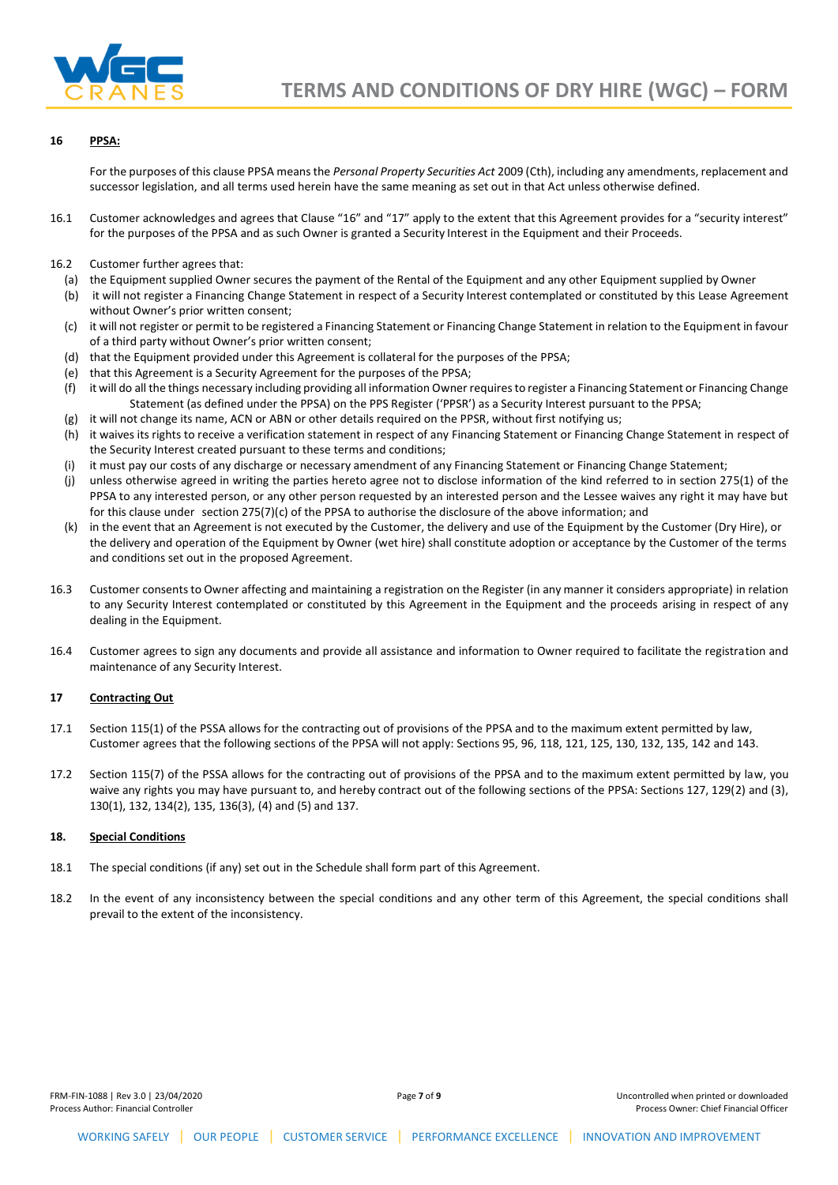**16 PPSA:**

For the purposes of this clause PPSA means the *Personal Property Securities Act* 2009 (Cth), including any amendments, replacement and successor legislation, and all terms used herein have the same meaning as set out in that Act unless otherwise defined.

16.1 Customer acknowledges and agrees that Clause "16" and "17" apply to the extent that this Agreement provides for a "security interest" for the purposes of the PPSA and as such Owner is granted a Security Interest in the Equipment and their Proceeds.

16.2 Customer further agrees that:

(a) the Equipment supplied Owner secures the payment of the Rental of the Equipment and any other Equipment supplied by Owner

(b) it will not register a Financing Change Statement in respect of a Security Interest contemplated or constituted by this Lease Agreement without Owner's prior written consent;

(c) it will not register or permit to be registered a Financing Statement or Financing Change Statement in relation to the Equipment in favour of a third party without Owner's prior written consent;

(d) that the Equipment provided under this Agreement is collateral for the purposes of the PPSA;

(e) that this Agreement is a Security Agreement for the purposes of the PPSA;

(f) it will do all the things necessary including providing all information Owner requires to register a Financing Statement or Financing Change Statement (as defined under the PPSA) on the PPS Register ('PPSR') as a Security Interest pursuant to the PPSA;

(g) it will not change its name, ACN or ABN or other details required on the PPSR, without first notifying us;

(h) it waives its rights to receive a verification statement in respect of any Financing Statement or Financing Change Statement in respect of the Security Interest created pursuant to these terms and conditions;

(i) it must pay our costs of any discharge or necessary amendment of any Financing Statement or Financing Change Statement;

(j) unless otherwise agreed in writing the parties hereto agree not to disclose information of the kind referred to in section 275(1) of the PPSA to any interested person, or any other person requested by an interested person and the Lessee waives any right it may have but for this clause under section 275(7)(c) of the PPSA to authorise the disclosure of the above information; and

(k) in the event that an Agreement is not executed by the Customer, the delivery and use of the Equipment by the Customer (Dry Hire), or the delivery and operation of the Equipment by Owner (wet hire) shall constitute adoption or acceptance by the Customer of the terms and conditions set out in the proposed Agreement.

16.3 Customer consents to Owner affecting and maintaining a registration on the Register (in any manner it considers appropriate) in relation to any Security Interest contemplated or constituted by this Agreement in the Equipment and the proceeds arising in respect of any dealing in the Equipment.

16.4 Customer agrees to sign any documents and provide all assistance and information to Owner required to facilitate the registration and maintenance of any Security Interest.

**17 Contracting Out**

17.1 Section 115(1) of the PSSA allows for the contracting out of provisions of the PPSA and to the maximum extent permitted by law, Customer agrees that the following sections of the PPSA will not apply: Sections 95, 96, 118, 121, 125, 130, 132, 135, 142 and 143.

17.2 Section 115(7) of the PSSA allows for the contracting out of provisions of the PPSA and to the maximum extent permitted by law, you waive any rights you may have pursuant to, and hereby contract out of the following sections of the PPSA: Sections 127, 129(2) and (3), 130(1), 132, 134(2), 135, 136(3), (4) and (5) and 137.

**18. Special Conditions**

18.1 The special conditions (if any) set out in the Schedule shall form part of this Agreement.

18.2 In the event of any inconsistency between the special conditions and any other term of this Agreement, the special conditions shall prevail to the extent of the inconsistency.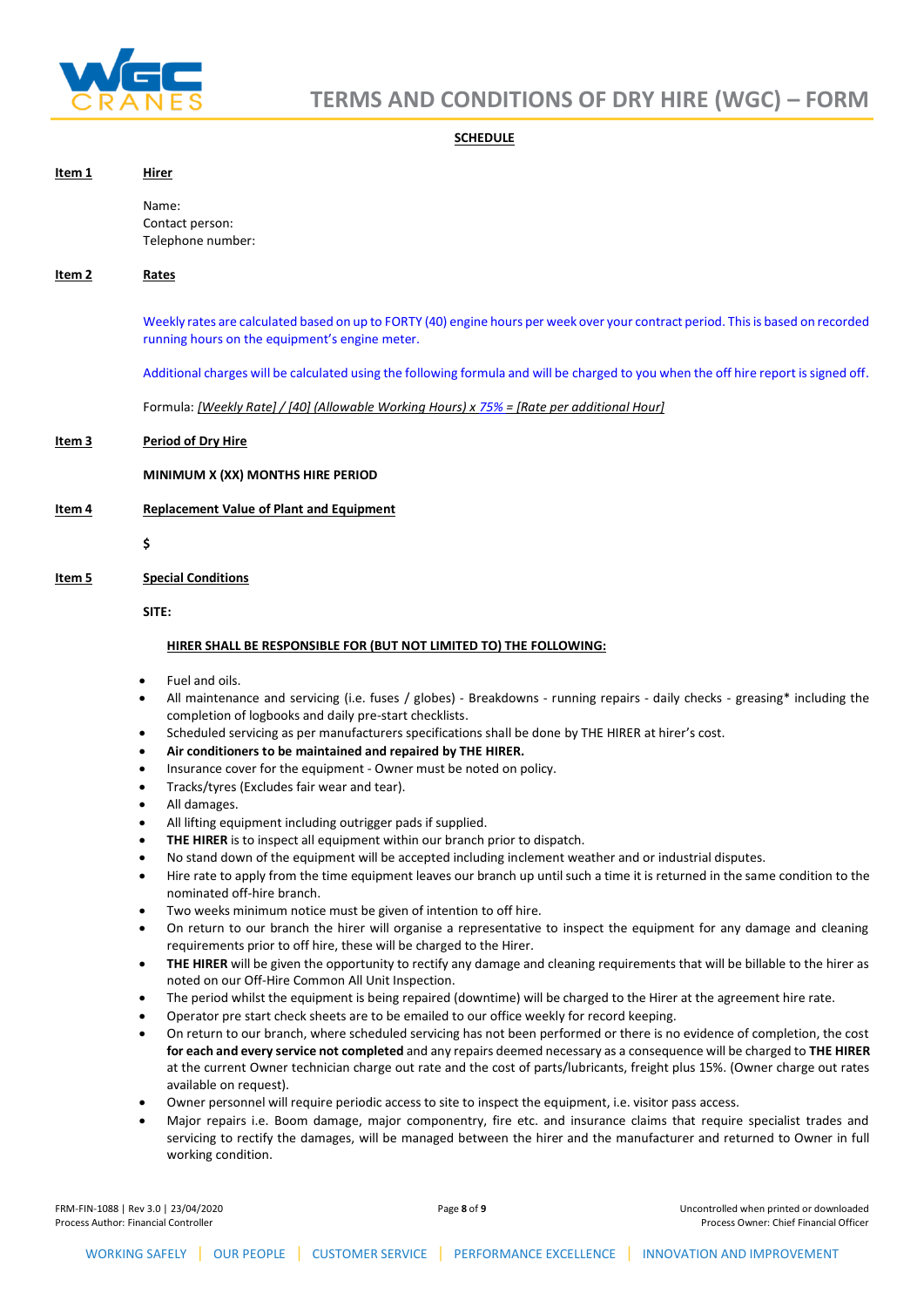**SCHEDULE**

**Item 1** **Hirer**

Name:
Contact person:
Telephone number:

**Item 2** **Rates**

Weekly rates are calculated based on up to FORTY (40) engine hours per week over your contract period. This is based on recorded running hours on the equipment's engine meter.

Additional charges will be calculated using the following formula and will be charged to you when the off hire report is signed off.

Formula: *[Weekly Rate] / [40] (Allowable Working Hours) x 75% = [Rate per additional Hour]*

**Item 3** **Period of Dry Hire**

**MINIMUM X (XX) MONTHS HIRE PERIOD**

**Item 4** **Replacement Value of Plant and Equipment**

**$**

**Item 5** **Special Conditions**

**SITE:**

**HIRER SHALL BE RESPONSIBLE FOR (BUT NOT LIMITED TO) THE FOLLOWING:**

- Fuel and oils.
- All maintenance and servicing (i.e. fuses / globes) - Breakdowns - running repairs - daily checks - greasing* including the completion of logbooks and daily pre-start checklists.
- Scheduled servicing as per manufacturers specifications shall be done by THE HIRER at hirer's cost.
- **Air conditioners to be maintained and repaired by THE HIRER.**
- Insurance cover for the equipment - Owner must be noted on policy.
- Tracks/tyres (Excludes fair wear and tear).
- All damages.
- All lifting equipment including outrigger pads if supplied.
- **THE HIRER** is to inspect all equipment within our branch prior to dispatch.
- No stand down of the equipment will be accepted including inclement weather and or industrial disputes.
- Hire rate to apply from the time equipment leaves our branch up until such a time it is returned in the same condition to the nominated off-hire branch.
- Two weeks minimum notice must be given of intention to off hire.
- On return to our branch the hirer will organise a representative to inspect the equipment for any damage and cleaning requirements prior to off hire, these will be charged to the Hirer.
- **THE HIRER** will be given the opportunity to rectify any damage and cleaning requirements that will be billable to the hirer as noted on our Off-Hire Common All Unit Inspection.
- The period whilst the equipment is being repaired (downtime) will be charged to the Hirer at the agreement hire rate.
- Operator pre start check sheets are to be emailed to our office weekly for record keeping.
- On return to our branch, where scheduled servicing has not been performed or there is no evidence of completion, the cost **for each and every service not completed** and any repairs deemed necessary as a consequence will be charged to **THE HIRER** at the current Owner technician charge out rate and the cost of parts/lubricants, freight plus 15%. (Owner charge out rates available on request).
- Owner personnel will require periodic access to site to inspect the equipment, i.e. visitor pass access.
- Major repairs i.e. Boom damage, major componentry, fire etc. and insurance claims that require specialist trades and servicing to rectify the damages, will be managed between the hirer and the manufacturer and returned to Owner in full working condition.